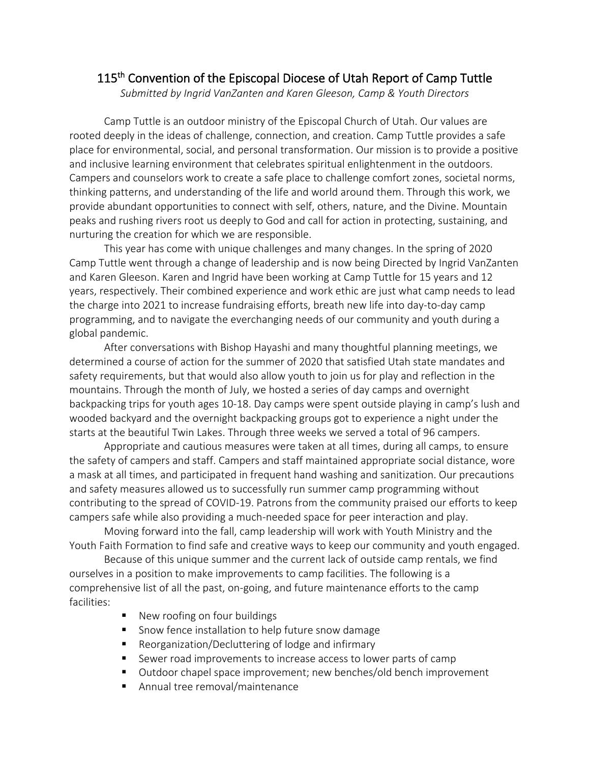# 115th Convention of the Episcopal Diocese of Utah Report of Camp Tuttle

*Submitted by Ingrid VanZanten and Karen Gleeson, Camp & Youth Directors*

Camp Tuttle is an outdoor ministry of the Episcopal Church of Utah. Our values are rooted deeply in the ideas of challenge, connection, and creation. Camp Tuttle provides a safe place for environmental, social, and personal transformation. Our mission is to provide a positive and inclusive learning environment that celebrates spiritual enlightenment in the outdoors. Campers and counselors work to create a safe place to challenge comfort zones, societal norms, thinking patterns, and understanding of the life and world around them. Through this work, we provide abundant opportunities to connect with self, others, nature, and the Divine. Mountain peaks and rushing rivers root us deeply to God and call for action in protecting, sustaining, and nurturing the creation for which we are responsible.

This year has come with unique challenges and many changes. In the spring of 2020 Camp Tuttle went through a change of leadership and is now being Directed by Ingrid VanZanten and Karen Gleeson. Karen and Ingrid have been working at Camp Tuttle for 15 years and 12 years, respectively. Their combined experience and work ethic are just what camp needs to lead the charge into 2021 to increase fundraising efforts, breath new life into day-to-day camp programming, and to navigate the everchanging needs of our community and youth during a global pandemic.

After conversations with Bishop Hayashi and many thoughtful planning meetings, we determined a course of action for the summer of 2020 that satisfied Utah state mandates and safety requirements, but that would also allow youth to join us for play and reflection in the mountains. Through the month of July, we hosted a series of day camps and overnight backpacking trips for youth ages 10-18. Day camps were spent outside playing in camp's lush and wooded backyard and the overnight backpacking groups got to experience a night under the starts at the beautiful Twin Lakes. Through three weeks we served a total of 96 campers.

Appropriate and cautious measures were taken at all times, during all camps, to ensure the safety of campers and staff. Campers and staff maintained appropriate social distance, wore a mask at all times, and participated in frequent hand washing and sanitization. Our precautions and safety measures allowed us to successfully run summer camp programming without contributing to the spread of COVID-19. Patrons from the community praised our efforts to keep campers safe while also providing a much-needed space for peer interaction and play.

Moving forward into the fall, camp leadership will work with Youth Ministry and the Youth Faith Formation to find safe and creative ways to keep our community and youth engaged.

Because of this unique summer and the current lack of outside camp rentals, we find ourselves in a position to make improvements to camp facilities. The following is a comprehensive list of all the past, on-going, and future maintenance efforts to the camp facilities:

- New roofing on four buildings
- Snow fence installation to help future snow damage
- Reorganization/Decluttering of lodge and infirmary
- Sewer road improvements to increase access to lower parts of camp
- Outdoor chapel space improvement; new benches/old bench improvement
- Annual tree removal/maintenance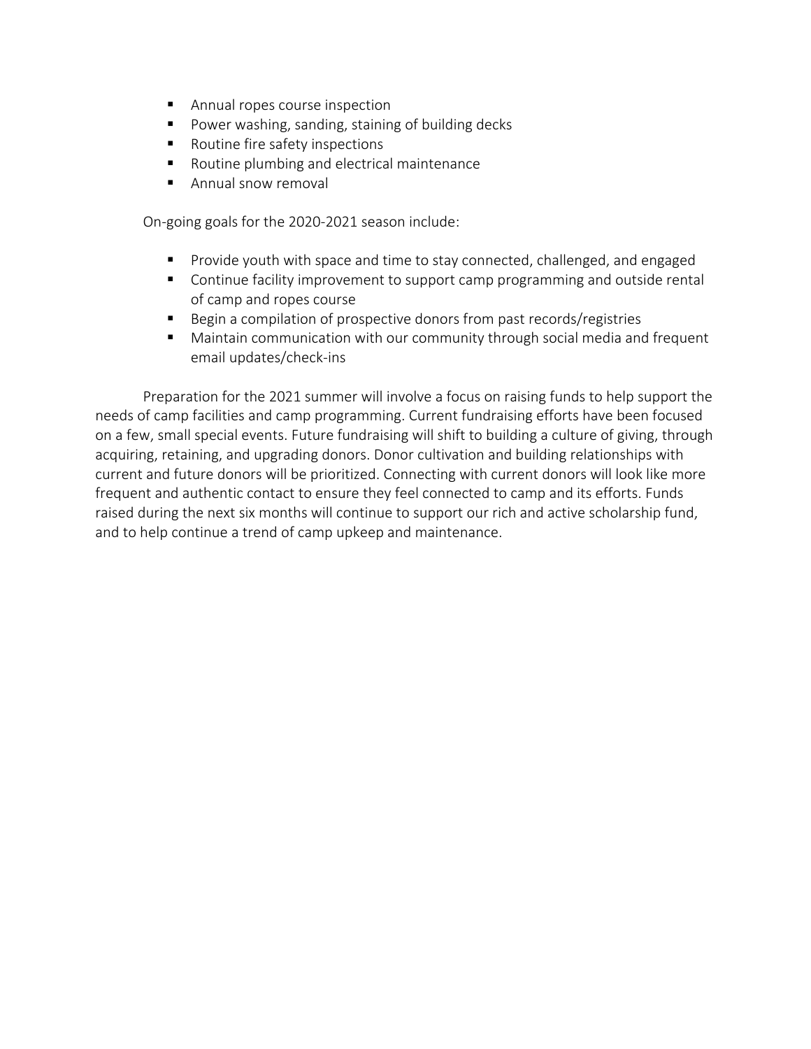- Annual ropes course inspection
- Power washing, sanding, staining of building decks
- Routine fire safety inspections
- Routine plumbing and electrical maintenance
- Annual snow removal

On-going goals for the 2020-2021 season include:

- Provide youth with space and time to stay connected, challenged, and engaged
- Continue facility improvement to support camp programming and outside rental of camp and ropes course
- Begin a compilation of prospective donors from past records/registries
- Maintain communication with our community through social media and frequent email updates/check-ins

Preparation for the 2021 summer will involve a focus on raising funds to help support the needs of camp facilities and camp programming. Current fundraising efforts have been focused on a few, small special events. Future fundraising will shift to building a culture of giving, through acquiring, retaining, and upgrading donors. Donor cultivation and building relationships with current and future donors will be prioritized. Connecting with current donors will look like more frequent and authentic contact to ensure they feel connected to camp and its efforts. Funds raised during the next six months will continue to support our rich and active scholarship fund, and to help continue a trend of camp upkeep and maintenance.